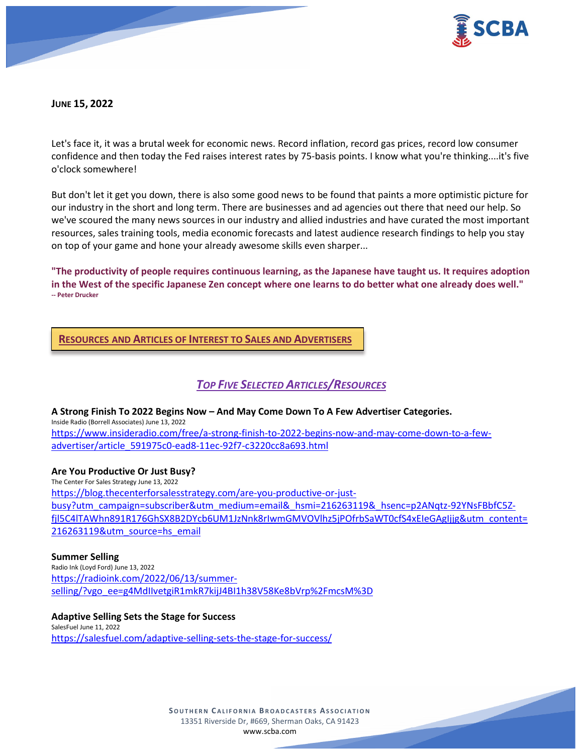**JUNE 15, 2022**

Let's face it, it was a brutal week for economic news. Record inflation, record gas prices, record low consumer confidence and then today the Fed raises interest rates by 75-basis points. I know what you're thinking....it's five o'clock somewhere!

But don't let it get you down, there is also some good news to be found that paints a more optimistic picture for our industry in the short and long term. There are businesses and ad agencies out there that need our help. So we've scoured the many news sources in our industry and allied industries and have curated the most important resources, sales training tools, media economic forecasts and latest audience research findings to help you stay on top of your game and hone your already awesome skills even sharper...

**"The productivity of people requires continuous learning, as the Japanese have taught us. It requires adoption in the West of the specific Japanese Zen concept where one learns to do better what one already does well."**
**-- Peter Drucker**

## RESOURCES AND ARTICLES OF INTEREST TO SALES AND ADVERTISERS

### *TOP FIVE SELECTED ARTICLES/RESOURCES*

**A Strong Finish To 2022 Begins Now – And May Come Down To A Few Advertiser Categories.**
Inside Radio (Borrell Associates) June 13, 2022
https://www.insideradio.com/free/a-strong-finish-to-2022-begins-now-and-may-come-down-to-a-few-advertiser/article_591975c0-ead8-11ec-92f7-c3220cc8a693.html

**Are You Productive Or Just Busy?**
The Center For Sales Strategy June 13, 2022
https://blog.thecenterforsalesstrategy.com/are-you-productive-or-just-busy?utm_campaign=subscriber&utm_medium=email&_hsmi=216263119&_hsenc=p2ANqtz-92YNsFBbfC5Z-fjl5C4lTAWhn891R176GhSX8B2DYcb6UM1JzNnk8rIwmGMVOVlhz5jPOfrbSaWT0cfS4xEIeGAgIjjg&utm_content=216263119&utm_source=hs_email

**Summer Selling**
Radio Ink (Loyd Ford) June 13, 2022
https://radioink.com/2022/06/13/summer-selling/?vgo_ee=g4MdIIvetgiR1mkR7kijJ4BI1h38V58Ke8bVrp%2FmcsM%3D

**Adaptive Selling Sets the Stage for Success**
SalesFuel June 11, 2022
https://salesfuel.com/adaptive-selling-sets-the-stage-for-success/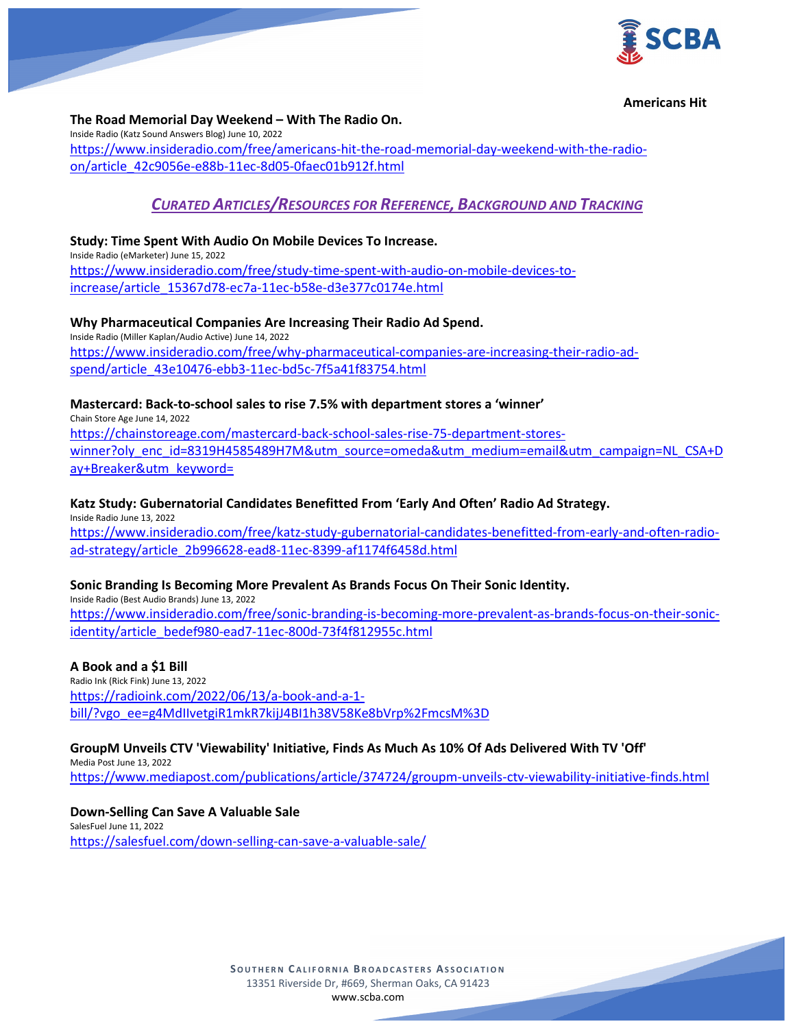**Americans Hit The Road Memorial Day Weekend – With The Radio On.**
Inside Radio (Katz Sound Answers Blog) June 10, 2022
https://www.insideradio.com/free/americans-hit-the-road-memorial-day-weekend-with-the-radio-on/article_42c9056e-e88b-11ec-8d05-0faec01b912f.html

## *CURATED ARTICLES/RESOURCES FOR REFERENCE, BACKGROUND AND TRACKING*

**Study: Time Spent With Audio On Mobile Devices To Increase.**
Inside Radio (eMarketer) June 15, 2022
https://www.insideradio.com/free/study-time-spent-with-audio-on-mobile-devices-to-increase/article_15367d78-ec7a-11ec-b58e-d3e377c0174e.html

**Why Pharmaceutical Companies Are Increasing Their Radio Ad Spend.**
Inside Radio (Miller Kaplan/Audio Active) June 14, 2022
https://www.insideradio.com/free/why-pharmaceutical-companies-are-increasing-their-radio-ad-spend/article_43e10476-ebb3-11ec-bd5c-7f5a41f83754.html

**Mastercard: Back-to-school sales to rise 7.5% with department stores a 'winner'**
Chain Store Age June 14, 2022
https://chainstoreage.com/mastercard-back-school-sales-rise-75-department-stores-winner?oly_enc_id=8319H4585489H7M&utm_source=omeda&utm_medium=email&utm_campaign=NL_CSA+Day+Breaker&utm_keyword=

**Katz Study: Gubernatorial Candidates Benefitted From 'Early And Often' Radio Ad Strategy.**
Inside Radio June 13, 2022
https://www.insideradio.com/free/katz-study-gubernatorial-candidates-benefitted-from-early-and-often-radio-ad-strategy/article_2b996628-ead8-11ec-8399-af1174f6458d.html

**Sonic Branding Is Becoming More Prevalent As Brands Focus On Their Sonic Identity.**
Inside Radio (Best Audio Brands) June 13, 2022
https://www.insideradio.com/free/sonic-branding-is-becoming-more-prevalent-as-brands-focus-on-their-sonic-identity/article_bedef980-ead7-11ec-800d-73f4f812955c.html

**A Book and a $1 Bill**
Radio Ink (Rick Fink) June 13, 2022
https://radioink.com/2022/06/13/a-book-and-a-1-bill/?vgo_ee=g4MdIlvetgiR1mkR7kijJ4BI1h38V58Ke8bVrp%2FmcsM%3D

**GroupM Unveils CTV 'Viewability' Initiative, Finds As Much As 10% Of Ads Delivered With TV 'Off'**
Media Post June 13, 2022
https://www.mediapost.com/publications/article/374724/groupm-unveils-ctv-viewability-initiative-finds.html

**Down-Selling Can Save A Valuable Sale**
SalesFuel June 11, 2022
https://salesfuel.com/down-selling-can-save-a-valuable-sale/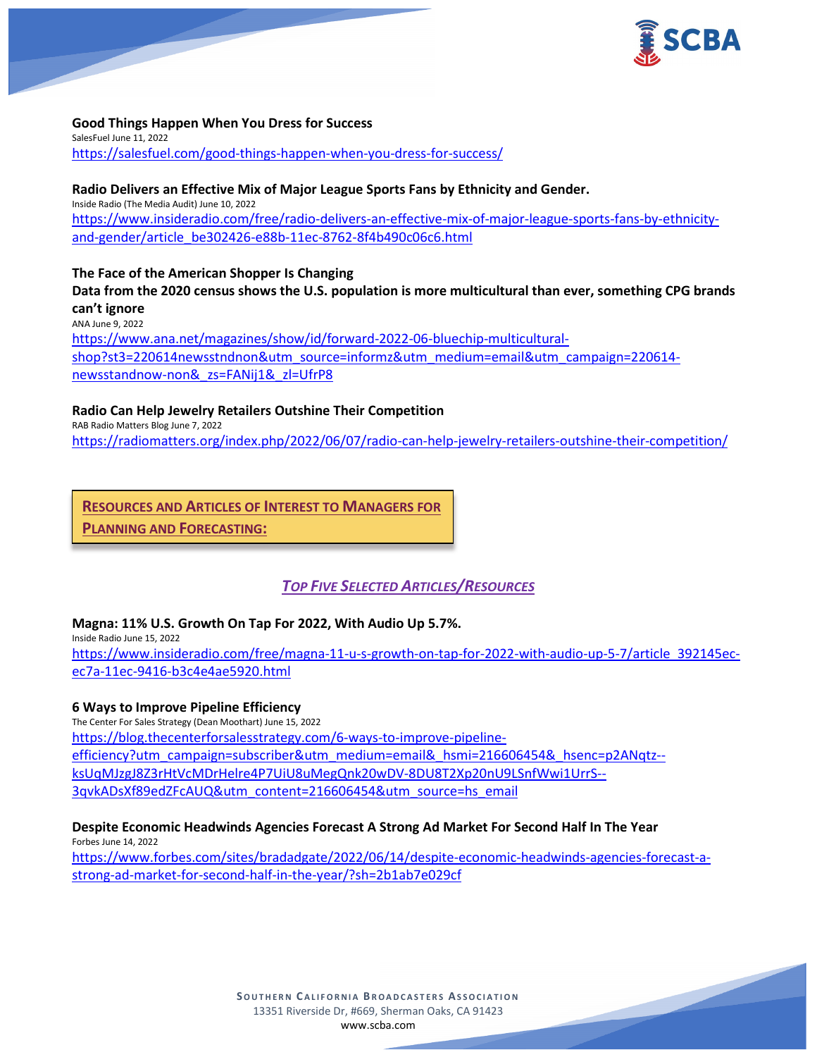**Good Things Happen When You Dress for Success**
SalesFuel June 11, 2022
https://salesfuel.com/good-things-happen-when-you-dress-for-success/

**Radio Delivers an Effective Mix of Major League Sports Fans by Ethnicity and Gender.**
Inside Radio (The Media Audit) June 10, 2022
https://www.insideradio.com/free/radio-delivers-an-effective-mix-of-major-league-sports-fans-by-ethnicity-and-gender/article_be302426-e88b-11ec-8762-8f4b490c06c6.html

**The Face of the American Shopper Is Changing**
**Data from the 2020 census shows the U.S. population is more multicultural than ever, something CPG brands can't ignore**
ANA June 9, 2022
https://www.ana.net/magazines/show/id/forward-2022-06-bluechip-multicultural-shop?st3=220614newsstndnon&utm_source=informz&utm_medium=email&utm_campaign=220614-newsstandnow-non&_zs=FANij1&_zl=UfrP8

**Radio Can Help Jewelry Retailers Outshine Their Competition**
RAB Radio Matters Blog June 7, 2022
https://radiomatters.org/index.php/2022/06/07/radio-can-help-jewelry-retailers-outshine-their-competition/

## RESOURCES AND ARTICLES OF INTEREST TO MANAGERS FOR PLANNING AND FORECASTING:

### *TOP FIVE SELECTED ARTICLES/RESOURCES*

**Magna: 11% U.S. Growth On Tap For 2022, With Audio Up 5.7%.**
Inside Radio June 15, 2022
https://www.insideradio.com/free/magna-11-u-s-growth-on-tap-for-2022-with-audio-up-5-7/article_392145ec-ec7a-11ec-9416-b3c4e4ae5920.html

**6 Ways to Improve Pipeline Efficiency**
The Center For Sales Strategy (Dean Moothart) June 15, 2022
https://blog.thecenterforsalesstrategy.com/6-ways-to-improve-pipeline-efficiency?utm_campaign=subscriber&utm_medium=email&_hsmi=216606454&_hsenc=p2ANqtz--ksUqMJzgJ8Z3rHtVcMDrHelre4P7UiU8uMegQnk20wDV-8DU8T2Xp20nU9LSnfWwi1UrrS--3qvkADsXf89edZFcAUQ&utm_content=216606454&utm_source=hs_email

**Despite Economic Headwinds Agencies Forecast A Strong Ad Market For Second Half In The Year**
Forbes June 14, 2022
https://www.forbes.com/sites/bradadgate/2022/06/14/despite-economic-headwinds-agencies-forecast-a-strong-ad-market-for-second-half-in-the-year/?sh=2b1ab7e029cf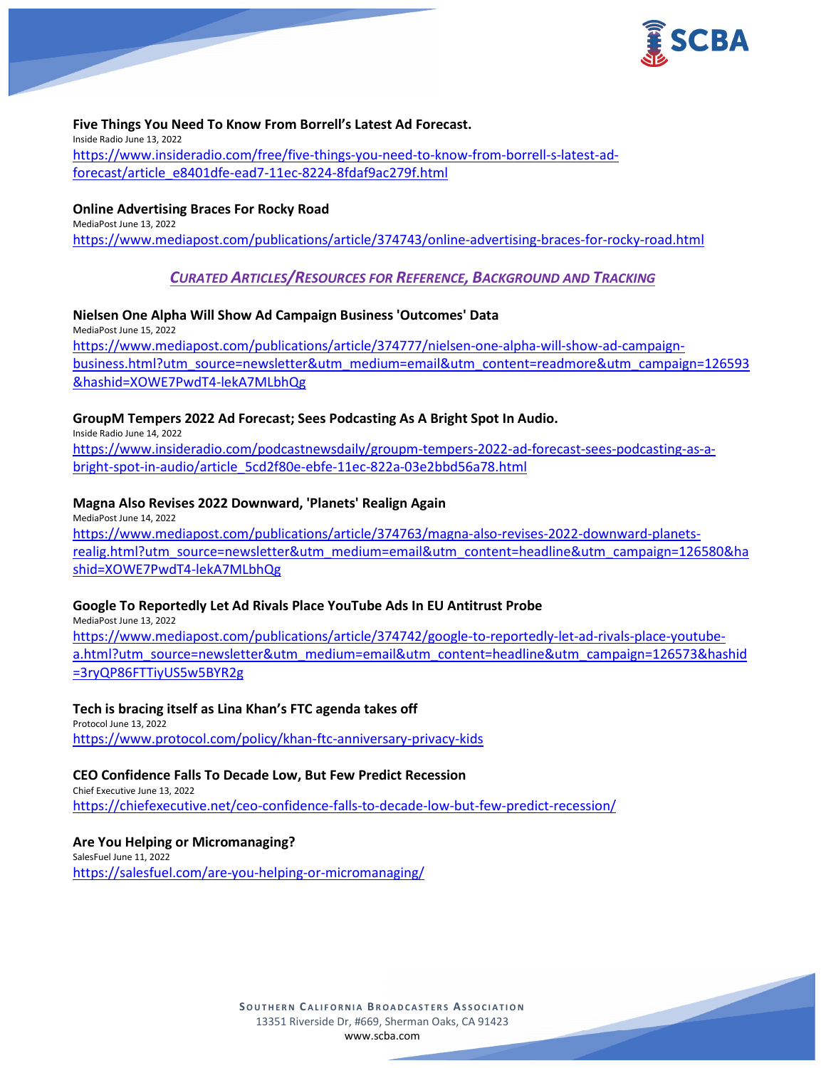**Five Things You Need To Know From Borrell's Latest Ad Forecast.**
Inside Radio June 13, 2022
https://www.insideradio.com/free/five-things-you-need-to-know-from-borrell-s-latest-ad-forecast/article_e8401dfe-ead7-11ec-8224-8fdaf9ac279f.html

**Online Advertising Braces For Rocky Road**
MediaPost June 13, 2022
https://www.mediapost.com/publications/article/374743/online-advertising-braces-for-rocky-road.html

## *CURATED ARTICLES/RESOURCES FOR REFERENCE, BACKGROUND AND TRACKING*

**Nielsen One Alpha Will Show Ad Campaign Business 'Outcomes' Data**
MediaPost June 15, 2022
https://www.mediapost.com/publications/article/374777/nielsen-one-alpha-will-show-ad-campaign-business.html?utm_source=newsletter&utm_medium=email&utm_content=readmore&utm_campaign=126593&hashid=XOWE7PwdT4-lekA7MLbhQg

**GroupM Tempers 2022 Ad Forecast; Sees Podcasting As A Bright Spot In Audio.**
Inside Radio June 14, 2022
https://www.insideradio.com/podcastnewsdaily/groupm-tempers-2022-ad-forecast-sees-podcasting-as-a-bright-spot-in-audio/article_5cd2f80e-ebfe-11ec-822a-03e2bbd56a78.html

**Magna Also Revises 2022 Downward, 'Planets' Realign Again**
MediaPost June 14, 2022
https://www.mediapost.com/publications/article/374763/magna-also-revises-2022-downward-planets-realig.html?utm_source=newsletter&utm_medium=email&utm_content=headline&utm_campaign=126580&hashid=XOWE7PwdT4-lekA7MLbhQg

**Google To Reportedly Let Ad Rivals Place YouTube Ads In EU Antitrust Probe**
MediaPost June 13, 2022
https://www.mediapost.com/publications/article/374742/google-to-reportedly-let-ad-rivals-place-youtube-a.html?utm_source=newsletter&utm_medium=email&utm_content=headline&utm_campaign=126573&hashid=3ryQP86FTTiyUS5w5BYR2g

**Tech is bracing itself as Lina Khan's FTC agenda takes off**
Protocol June 13, 2022
https://www.protocol.com/policy/khan-ftc-anniversary-privacy-kids

**CEO Confidence Falls To Decade Low, But Few Predict Recession**
Chief Executive June 13, 2022
https://chiefexecutive.net/ceo-confidence-falls-to-decade-low-but-few-predict-recession/

**Are You Helping or Micromanaging?**
SalesFuel June 11, 2022
https://salesfuel.com/are-you-helping-or-micromanaging/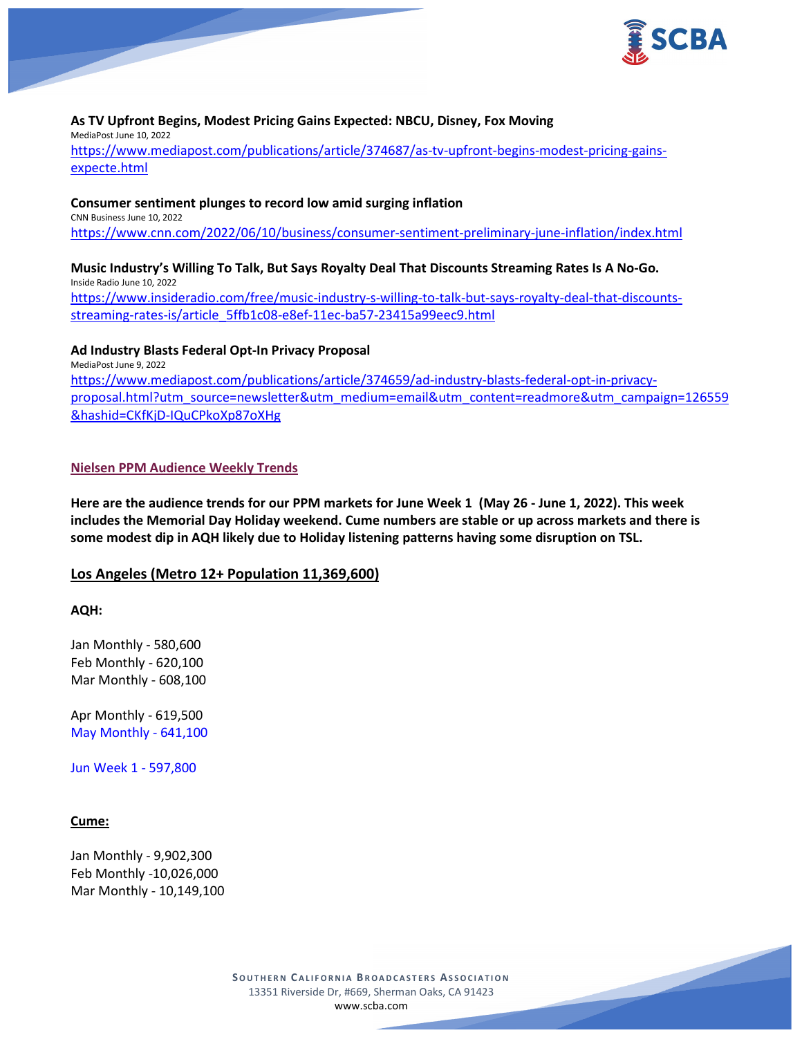**As TV Upfront Begins, Modest Pricing Gains Expected: NBCU, Disney, Fox Moving**
MediaPost June 10, 2022
[https://www.mediapost.com/publications/article/374687/as-tv-upfront-begins-modest-pricing-gains-expecte.html](https://www.mediapost.com/publications/article/374687/as-tv-upfront-begins-modest-pricing-gains-expecte.html)

**Consumer sentiment plunges to record low amid surging inflation**
CNN Business June 10, 2022
[https://www.cnn.com/2022/06/10/business/consumer-sentiment-preliminary-june-inflation/index.html](https://www.cnn.com/2022/06/10/business/consumer-sentiment-preliminary-june-inflation/index.html)

**Music Industry's Willing To Talk, But Says Royalty Deal That Discounts Streaming Rates Is A No-Go.**
Inside Radio June 10, 2022
[https://www.insideradio.com/free/music-industry-s-willing-to-talk-but-says-royalty-deal-that-discounts-streaming-rates-is/article_5ffb1c08-e8ef-11ec-ba57-23415a99eec9.html](https://www.insideradio.com/free/music-industry-s-willing-to-talk-but-says-royalty-deal-that-discounts-streaming-rates-is/article_5ffb1c08-e8ef-11ec-ba57-23415a99eec9.html)

**Ad Industry Blasts Federal Opt-In Privacy Proposal**
MediaPost June 9, 2022
[https://www.mediapost.com/publications/article/374659/ad-industry-blasts-federal-opt-in-privacy-proposal.html?utm_source=newsletter&utm_medium=email&utm_content=readmore&utm_campaign=126559&hashid=CKfKjD-IQuCPkoXp87oXHg](https://www.mediapost.com/publications/article/374659/ad-industry-blasts-federal-opt-in-privacy-proposal.html?utm_source=newsletter&utm_medium=email&utm_content=readmore&utm_campaign=126559&hashid=CKfKjD-IQuCPkoXp87oXHg)

## Nielsen PPM Audience Weekly Trends

**Here are the audience trends for our PPM markets for June Week 1 (May 26 - June 1, 2022). This week includes the Memorial Day Holiday weekend. Cume numbers are stable or up across markets and there is some modest dip in AQH likely due to Holiday listening patterns having some disruption on TSL.**

### Los Angeles (Metro 12+ Population 11,369,600)

**AQH:**

Jan Monthly - 580,600
Feb Monthly - 620,100
Mar Monthly - 608,100

Apr Monthly - 619,500
May Monthly - 641,100

Jun Week 1 - 597,800

**Cume:**

Jan Monthly - 9,902,300
Feb Monthly -10,026,000
Mar Monthly - 10,149,100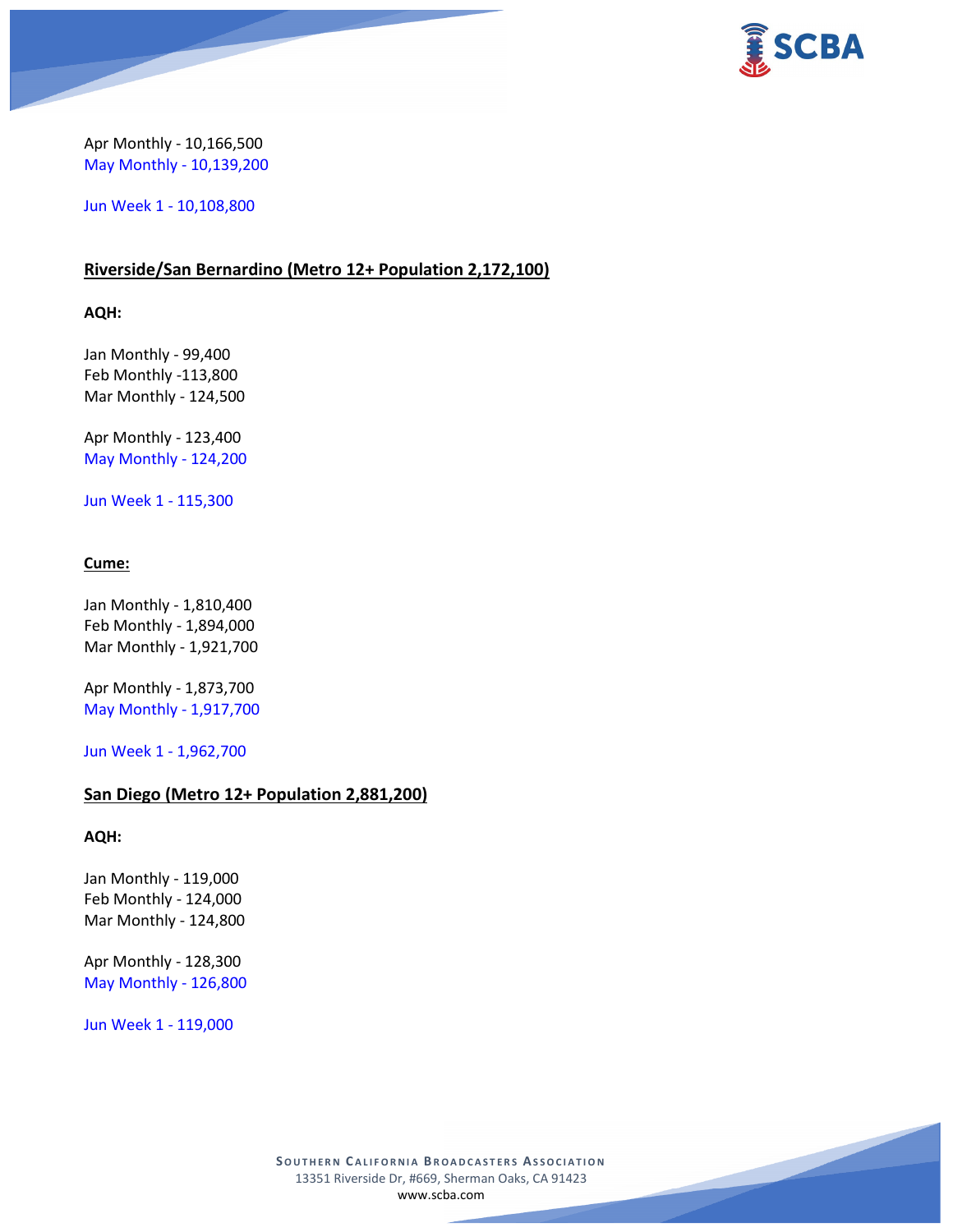Apr Monthly - 10,166,500
May Monthly - 10,139,200

Jun Week 1 - 10,108,800

**Riverside/San Bernardino (Metro 12+ Population 2,172,100)**

**AQH:**

Jan Monthly - 99,400
Feb Monthly -113,800
Mar Monthly - 124,500

Apr Monthly - 123,400
May Monthly - 124,200

Jun Week 1 - 115,300

**Cume:**

Jan Monthly - 1,810,400
Feb Monthly - 1,894,000
Mar Monthly - 1,921,700

Apr Monthly - 1,873,700
May Monthly - 1,917,700

Jun Week 1 - 1,962,700

**San Diego (Metro 12+ Population 2,881,200)**

**AQH:**

Jan Monthly - 119,000
Feb Monthly - 124,000
Mar Monthly - 124,800

Apr Monthly - 128,300
May Monthly - 126,800

Jun Week 1 - 119,000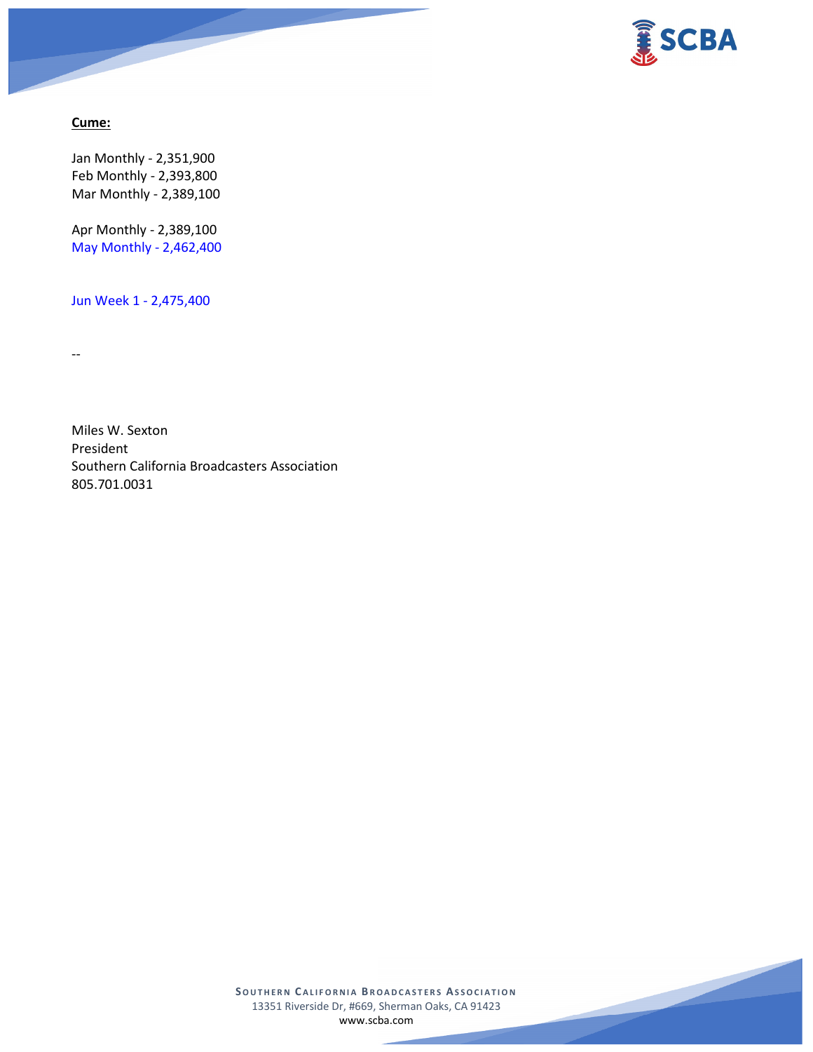**Cume:**

Jan Monthly - 2,351,900
Feb Monthly - 2,393,800
Mar Monthly - 2,389,100

Apr Monthly - 2,389,100
May Monthly - 2,462,400

Jun Week 1 - 2,475,400

--

Miles W. Sexton
President
Southern California Broadcasters Association
805.701.0031